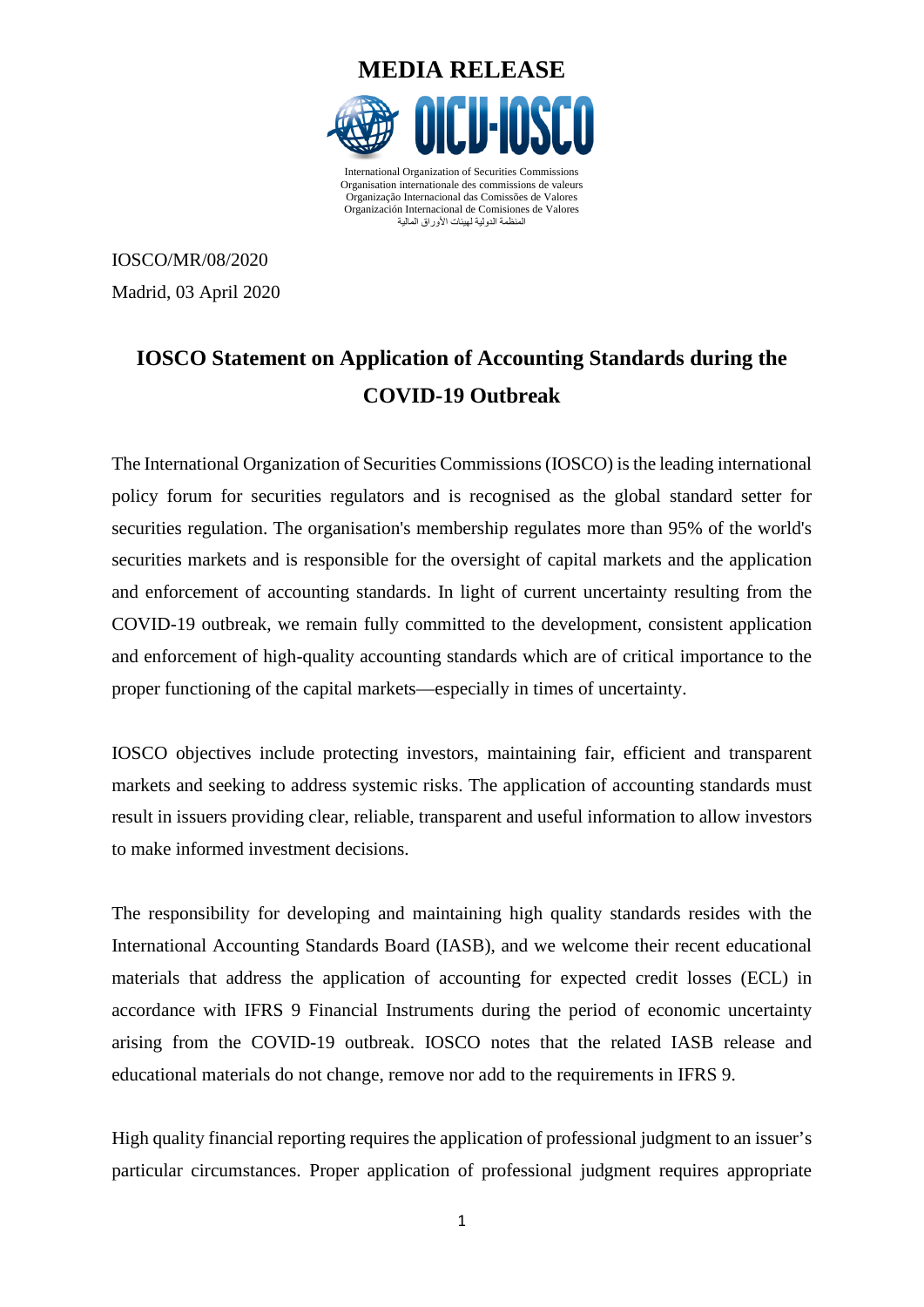# MEDIA RELEASE

International Organization of Securities Commissions
Organisation internationale des commissions de valeurs
Organização Internacional das Comissões de Valores
Organización Internacional de Comisiones de Valores
المنظمة الدولية لهيئات الأوراق المالية

IOSCO/MR/08/2020

Madrid, 03 April 2020

## IOSCO Statement on Application of Accounting Standards during the COVID-19 Outbreak

The International Organization of Securities Commissions (IOSCO) is the leading international policy forum for securities regulators and is recognised as the global standard setter for securities regulation. The organisation's membership regulates more than 95% of the world's securities markets and is responsible for the oversight of capital markets and the application and enforcement of accounting standards. In light of current uncertainty resulting from the COVID-19 outbreak, we remain fully committed to the development, consistent application and enforcement of high-quality accounting standards which are of critical importance to the proper functioning of the capital markets—especially in times of uncertainty.

IOSCO objectives include protecting investors, maintaining fair, efficient and transparent markets and seeking to address systemic risks. The application of accounting standards must result in issuers providing clear, reliable, transparent and useful information to allow investors to make informed investment decisions.

The responsibility for developing and maintaining high quality standards resides with the International Accounting Standards Board (IASB), and we welcome their recent educational materials that address the application of accounting for expected credit losses (ECL) in accordance with IFRS 9 Financial Instruments during the period of economic uncertainty arising from the COVID-19 outbreak. IOSCO notes that the related IASB release and educational materials do not change, remove nor add to the requirements in IFRS 9.

High quality financial reporting requires the application of professional judgment to an issuer's particular circumstances. Proper application of professional judgment requires appropriate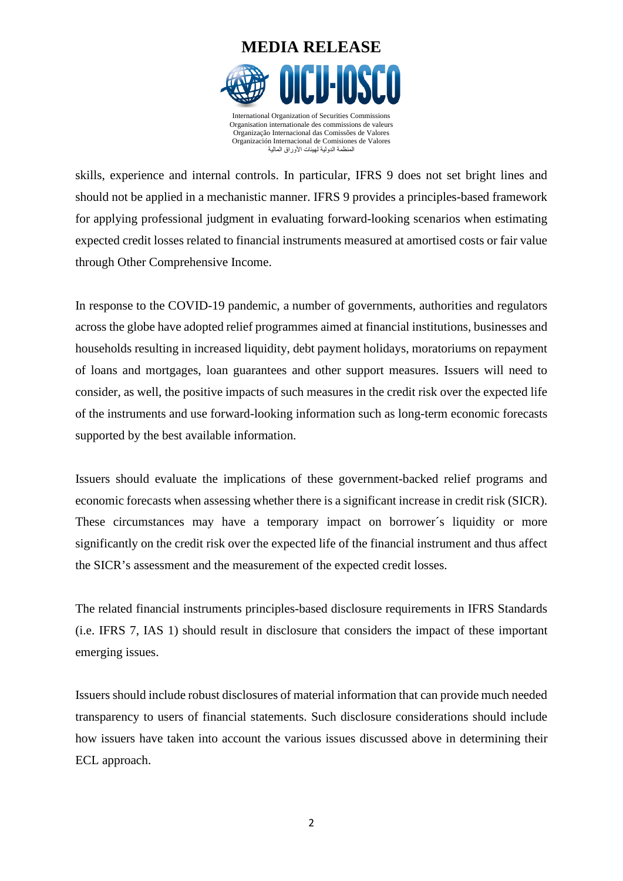skills, experience and internal controls. In particular, IFRS 9 does not set bright lines and should not be applied in a mechanistic manner. IFRS 9 provides a principles-based framework for applying professional judgment in evaluating forward-looking scenarios when estimating expected credit losses related to financial instruments measured at amortised costs or fair value through Other Comprehensive Income.

In response to the COVID-19 pandemic, a number of governments, authorities and regulators across the globe have adopted relief programmes aimed at financial institutions, businesses and households resulting in increased liquidity, debt payment holidays, moratoriums on repayment of loans and mortgages, loan guarantees and other support measures. Issuers will need to consider, as well, the positive impacts of such measures in the credit risk over the expected life of the instruments and use forward-looking information such as long-term economic forecasts supported by the best available information.

Issuers should evaluate the implications of these government-backed relief programs and economic forecasts when assessing whether there is a significant increase in credit risk (SICR). These circumstances may have a temporary impact on borrower´s liquidity or more significantly on the credit risk over the expected life of the financial instrument and thus affect the SICR's assessment and the measurement of the expected credit losses.

The related financial instruments principles-based disclosure requirements in IFRS Standards (i.e. IFRS 7, IAS 1) should result in disclosure that considers the impact of these important emerging issues.

Issuers should include robust disclosures of material information that can provide much needed transparency to users of financial statements. Such disclosure considerations should include how issuers have taken into account the various issues discussed above in determining their ECL approach.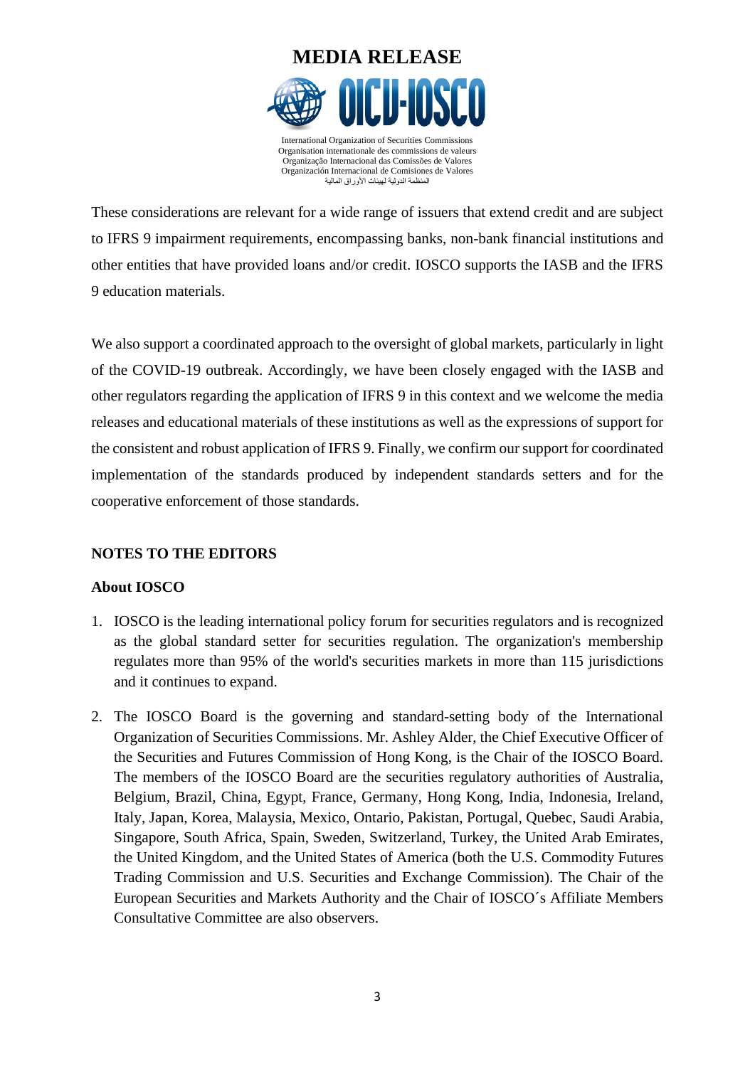These considerations are relevant for a wide range of issuers that extend credit and are subject to IFRS 9 impairment requirements, encompassing banks, non-bank financial institutions and other entities that have provided loans and/or credit. IOSCO supports the IASB and the IFRS 9 education materials.

We also support a coordinated approach to the oversight of global markets, particularly in light of the COVID-19 outbreak. Accordingly, we have been closely engaged with the IASB and other regulators regarding the application of IFRS 9 in this context and we welcome the media releases and educational materials of these institutions as well as the expressions of support for the consistent and robust application of IFRS 9. Finally, we confirm our support for coordinated implementation of the standards produced by independent standards setters and for the cooperative enforcement of those standards.

**NOTES TO THE EDITORS**

**About IOSCO**

1. IOSCO is the leading international policy forum for securities regulators and is recognized as the global standard setter for securities regulation. The organization's membership regulates more than 95% of the world's securities markets in more than 115 jurisdictions and it continues to expand.

2. The IOSCO Board is the governing and standard-setting body of the International Organization of Securities Commissions. Mr. Ashley Alder, the Chief Executive Officer of the Securities and Futures Commission of Hong Kong, is the Chair of the IOSCO Board. The members of the IOSCO Board are the securities regulatory authorities of Australia, Belgium, Brazil, China, Egypt, France, Germany, Hong Kong, India, Indonesia, Ireland, Italy, Japan, Korea, Malaysia, Mexico, Ontario, Pakistan, Portugal, Quebec, Saudi Arabia, Singapore, South Africa, Spain, Sweden, Switzerland, Turkey, the United Arab Emirates, the United Kingdom, and the United States of America (both the U.S. Commodity Futures Trading Commission and U.S. Securities and Exchange Commission). The Chair of the European Securities and Markets Authority and the Chair of IOSCO´s Affiliate Members Consultative Committee are also observers.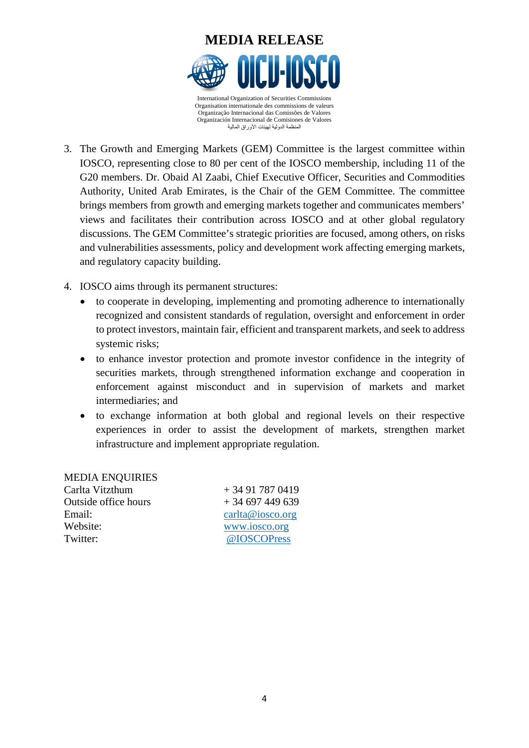# MEDIA RELEASE

OICU-IOSCO

International Organization of Securities Commissions
Organisation internationale des commissions de valeurs
Organização Internacional das Comissões de Valores
Organización Internacional de Comisiones de Valores
المنظمة الدولية لهيئات الأوراق المالية

3. The Growth and Emerging Markets (GEM) Committee is the largest committee within IOSCO, representing close to 80 per cent of the IOSCO membership, including 11 of the G20 members. Dr. Obaid Al Zaabi, Chief Executive Officer, Securities and Commodities Authority, United Arab Emirates, is the Chair of the GEM Committee. The committee brings members from growth and emerging markets together and communicates members' views and facilitates their contribution across IOSCO and at other global regulatory discussions. The GEM Committee's strategic priorities are focused, among others, on risks and vulnerabilities assessments, policy and development work affecting emerging markets, and regulatory capacity building.

4. IOSCO aims through its permanent structures:
   - to cooperate in developing, implementing and promoting adherence to internationally recognized and consistent standards of regulation, oversight and enforcement in order to protect investors, maintain fair, efficient and transparent markets, and seek to address systemic risks;
   - to enhance investor protection and promote investor confidence in the integrity of securities markets, through strengthened information exchange and cooperation in enforcement against misconduct and in supervision of markets and market intermediaries; and
   - to exchange information at both global and regional levels on their respective experiences in order to assist the development of markets, strengthen market infrastructure and implement appropriate regulation.

MEDIA ENQUIRIES

| | |
|---|---|
| Carlta Vitzthum | + 34 91 787 0419 |
| Outside office hours | + 34 697 449 639 |
| Email: | carlta@iosco.org |
| Website: | www.iosco.org |
| Twitter: | @IOSCOPress |